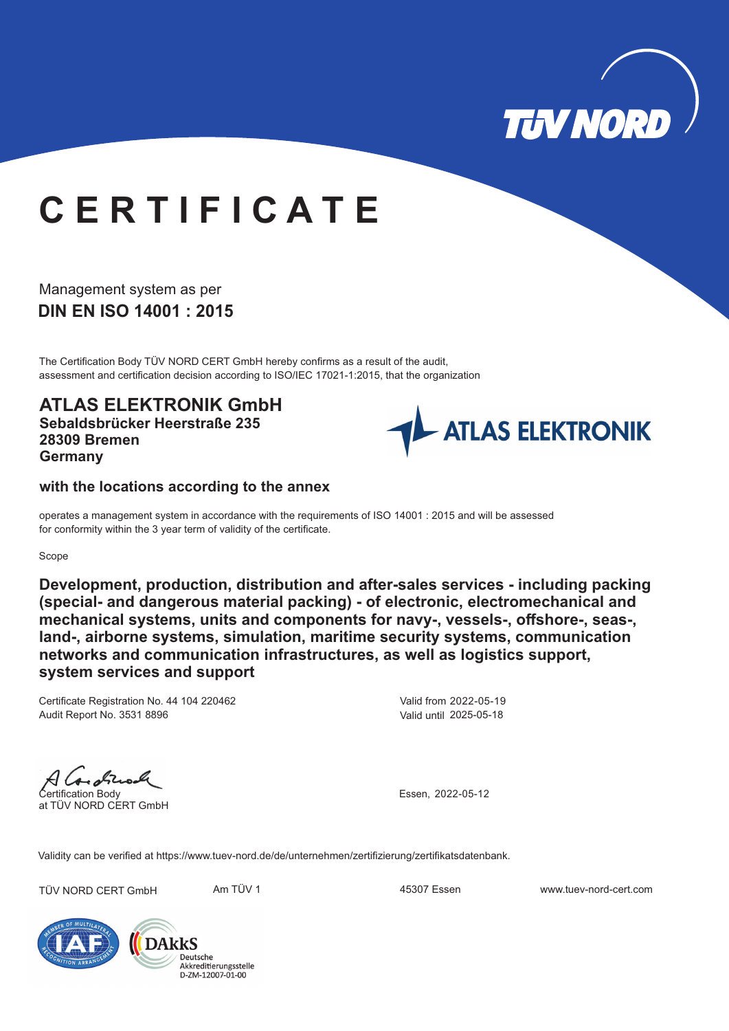# CERTIFICATE

Management system as per

**DIN EN ISO 14001 : 2015**

The Certification Body TÜV NORD CERT GmbH hereby confirms as a result of the audit, assessment and certification decision according to ISO/IEC 17021-1:2015, that the organization

**ATLAS ELEKTRONIK GmbH**
**Sebaldsbrücker Heerstraße 235**
**28309 Bremen**
**Germany**

**with the locations according to the annex**

operates a management system in accordance with the requirements of ISO 14001 : 2015 and will be assessed for conformity within the 3 year term of validity of the certificate.

Scope

**Development, production, distribution and after-sales services - including packing (special- and dangerous material packing) - of electronic, electromechanical and mechanical systems, units and components for navy-, vessels-, offshore-, seas-, land-, airborne systems, simulation, maritime security systems, communication networks and communication infrastructures, as well as logistics support, system services and support**

Certificate Registration No. 44 104 220462
Audit Report No. 3531 8896

Valid from 2022-05-19
Valid until 2025-05-18

Certification Body
at TÜV NORD CERT GmbH

Essen, 2022-05-12

Validity can be verified at https://www.tuev-nord.de/de/unternehmen/zertifizierung/zertifikatsdatenbank.

TÜV NORD CERT GmbH Am TÜV 1 45307 Essen www.tuev-nord-cert.com

DAkkS Deutsche Akkreditierungsstelle D-ZM-12007-01-00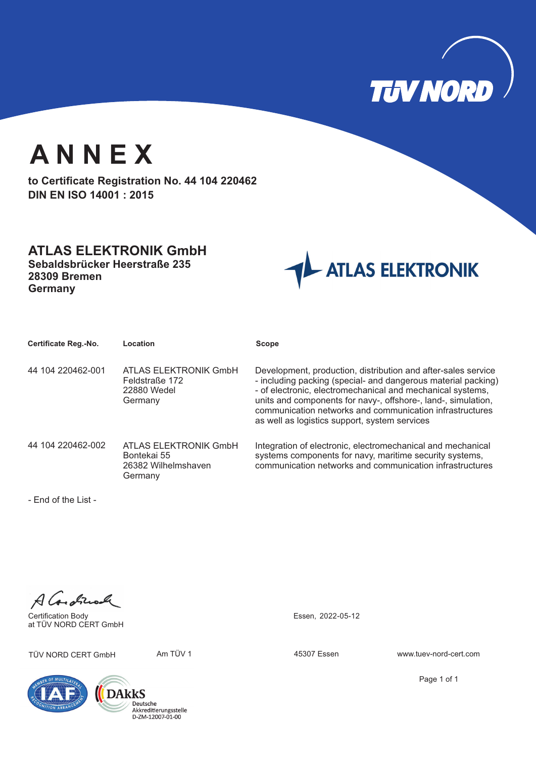# ANNEX

**to Certificate Registration No. 44 104 220462**
**DIN EN ISO 14001 : 2015**

## ATLAS ELEKTRONIK GmbH

**Sebaldsbrücker Heerstraße 235**
**28309 Bremen**
**Germany**

| Certificate Reg.-No. | Location | Scope |
|---|---|---|
| 44 104 220462-001 | ATLAS ELEKTRONIK GmbH Feldstraße 172 22880 Wedel Germany | Development, production, distribution and after-sales service - including packing (special- and dangerous material packing) - of electronic, electromechanical and mechanical systems, units and components for navy-, offshore-, land-, simulation, communication networks and communication infrastructures as well as logistics support, system services |
| 44 104 220462-002 | ATLAS ELEKTRONIK GmbH Bontekai 55 26382 Wilhelmshaven Germany | Integration of electronic, electromechanical and mechanical systems components for navy, maritime security systems, communication networks and communication infrastructures |

- End of the List -

Certification Body
at TÜV NORD CERT GmbH

Essen, 2022-05-12

TÜV NORD CERT GmbH Am TÜV 1 45307 Essen www.tuev-nord-cert.com

DAkkS Deutsche Akkreditierungsstelle D-ZM-12007-01-00